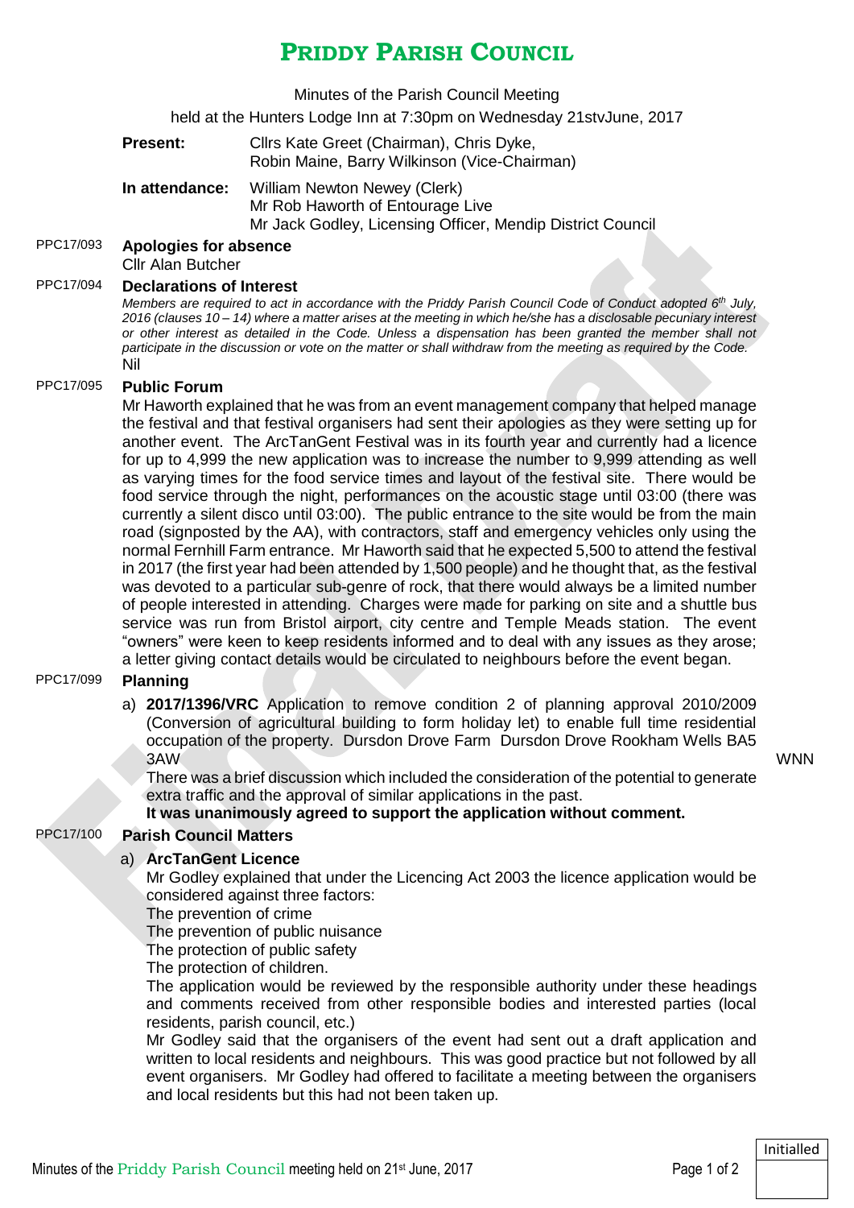# PRIDDY PARISH COUNCIL

Minutes of the Parish Council Meeting

held at the Hunters Lodge Inn at 7:30pm on Wednesday 21stvJune, 2017

**Present:** Cllrs Kate Greet (Chairman), Chris Dyke, Robin Maine, Barry Wilkinson (Vice-Chairman)

**In attendance:** William Newton Newey (Clerk)
Mr Rob Haworth of Entourage Live
Mr Jack Godley, Licensing Officer, Mendip District Council

PPC17/093 **Apologies for absence**

Cllr Alan Butcher

PPC17/094 **Declarations of Interest**

*Members are required to act in accordance with the Priddy Parish Council Code of Conduct adopted 6th July, 2016 (clauses 10 – 14) where a matter arises at the meeting in which he/she has a disclosable pecuniary interest or other interest as detailed in the Code. Unless a dispensation has been granted the member shall not participate in the discussion or vote on the matter or shall withdraw from the meeting as required by the Code.*

Nil

PPC17/095 **Public Forum**

Mr Haworth explained that he was from an event management company that helped manage the festival and that festival organisers had sent their apologies as they were setting up for another event. The ArcTanGent Festival was in its fourth year and currently had a licence for up to 4,999 the new application was to increase the number to 9,999 attending as well as varying times for the food service times and layout of the festival site. There would be food service through the night, performances on the acoustic stage until 03:00 (there was currently a silent disco until 03:00). The public entrance to the site would be from the main road (signposted by the AA), with contractors, staff and emergency vehicles only using the normal Fernhill Farm entrance. Mr Haworth said that he expected 5,500 to attend the festival in 2017 (the first year had been attended by 1,500 people) and he thought that, as the festival was devoted to a particular sub-genre of rock, that there would always be a limited number of people interested in attending. Charges were made for parking on site and a shuttle bus service was run from Bristol airport, city centre and Temple Meads station. The event "owners" were keen to keep residents informed and to deal with any issues as they arose; a letter giving contact details would be circulated to neighbours before the event began.

PPC17/099 **Planning**

a) **2017/1396/VRC** Application to remove condition 2 of planning approval 2010/2009 (Conversion of agricultural building to form holiday let) to enable full time residential occupation of the property. Dursdon Drove Farm Dursdon Drove Rookham Wells BA5 3AW — WNN

There was a brief discussion which included the consideration of the potential to generate extra traffic and the approval of similar applications in the past.

**It was unanimously agreed to support the application without comment.**

PPC17/100 **Parish Council Matters**

a) **ArcTanGent Licence**

Mr Godley explained that under the Licencing Act 2003 the licence application would be considered against three factors:

The prevention of crime
The prevention of public nuisance
The protection of public safety
The protection of children.

The application would be reviewed by the responsible authority under these headings and comments received from other responsible bodies and interested parties (local residents, parish council, etc.)

Mr Godley said that the organisers of the event had sent out a draft application and written to local residents and neighbours. This was good practice but not followed by all event organisers. Mr Godley had offered to facilitate a meeting between the organisers and local residents but this had not been taken up.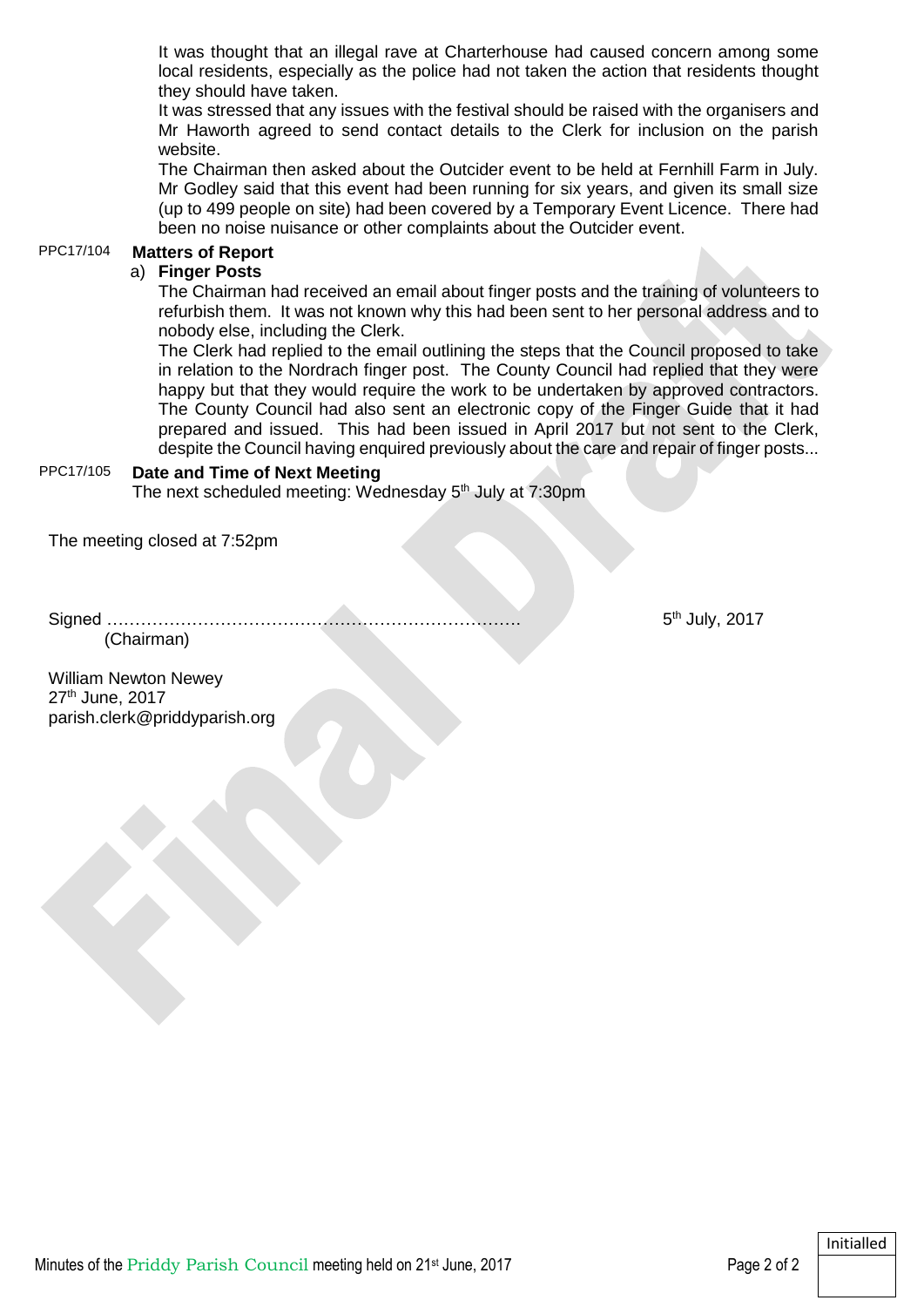It was thought that an illegal rave at Charterhouse had caused concern among some local residents, especially as the police had not taken the action that residents thought they should have taken.

It was stressed that any issues with the festival should be raised with the organisers and Mr Haworth agreed to send contact details to the Clerk for inclusion on the parish website.

The Chairman then asked about the Outcider event to be held at Fernhill Farm in July. Mr Godley said that this event had been running for six years, and given its small size (up to 499 people on site) had been covered by a Temporary Event Licence. There had been no noise nuisance or other complaints about the Outcider event.

PPC17/104 **Matters of Report**

a) **Finger Posts**

The Chairman had received an email about finger posts and the training of volunteers to refurbish them. It was not known why this had been sent to her personal address and to nobody else, including the Clerk.

The Clerk had replied to the email outlining the steps that the Council proposed to take in relation to the Nordrach finger post. The County Council had replied that they were happy but that they would require the work to be undertaken by approved contractors. The County Council had also sent an electronic copy of the Finger Guide that it had prepared and issued. This had been issued in April 2017 but not sent to the Clerk, despite the Council having enquired previously about the care and repair of finger posts...

PPC17/105 **Date and Time of Next Meeting**

The next scheduled meeting: Wednesday 5th July at 7:30pm

The meeting closed at 7:52pm

Signed ………………………………………………………………… 5th July, 2017

(Chairman)

William Newton Newey
27th June, 2017
parish.clerk@priddyparish.org

Final Draft

Minutes of the Priddy Parish Council meeting held on 21st June, 2017

Initialled